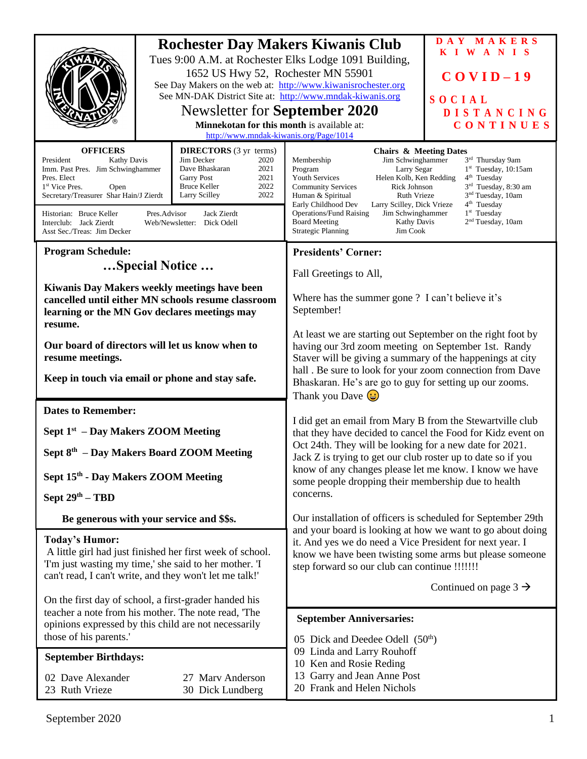# Rochester Day Makers Kiwanis Club

Tues 9:00 A.M. at Rochester Elks Lodge 1091 Building,
1652 US Hwy 52, Rochester MN 55901
See Day Makers on the web at: http://www.kiwanisrochester.org
See MN-DAK District Site at: http://www.mndak-kiwanis.org

## Newsletter for **September 2020**

**Minnekotan for this month** is available at:
http://www.mndak-kiwanis.org/Page/1014

**DAY MAKERS KIWANIS**

**COVID–19**

**SOCIAL DISTANCING CONTINUES**

**OFFICERS**

| | |
|---|---|
| President | Kathy Davis |
| Imm. Past Pres. | Jim Schwinghammer |
| Pres. Elect | |
| 1st Vice Pres. | Open |
| Secretary/Treasurer | Shar Hain/J Zierdt |

**DIRECTORS** (3 yr terms)

| | |
|---|---|
| Jim Decker | 2020 |
| Dave Bhaskaran | 2021 |
| Garry Post | 2021 |
| Bruce Keller | 2022 |
| Larry Scilley | 2022 |

Historian: Bruce Keller
Interclub: Jack Zierdt
Asst Sec./Treas: Jim Decker
Pres.Advisor: Jack Zierdt
Web/Newsletter: Dick Odell

**Chairs & Meeting Dates**

| | | |
|---|---|---|
| Membership | Jim Schwinghammer | 3rd Thursday 9am |
| Program | Larry Segar | 1st Tuesday, 10:15am |
| Youth Services | Helen Kolb, Ken Redding | 4th Tuesday |
| Community Services | Rick Johnson | 3rd Tuesday, 8:30 am |
| Human & Spiritual | Ruth Vrieze | 3nd Tuesday, 10am |
| Early Childhood Dev | Larry Scilley, Dick Vrieze | 4th Tuesday |
| Operations/Fund Raising | Jim Schwinghammer | 1st Tuesday |
| Board Meeting | Kathy Davis | 2nd Tuesday, 10am |
| Strategic Planning | Jim Cook | |

## Program Schedule:

### …Special Notice …

**Kiwanis Day Makers weekly meetings have been cancelled until either MN schools resume classroom learning or the MN Gov declares meetings may resume.**

**Our board of directors will let us know when to resume meetings.**

**Keep in touch via email or phone and stay safe.**

## Dates to Remember:

**Sept 1st – Day Makers ZOOM Meeting**

**Sept 8th – Day Makers Board ZOOM Meeting**

**Sept 15th - Day Makers ZOOM Meeting**

**Sept 29th – TBD**

**Be generous with your service and $$s.**

## Today's Humor:

A little girl had just finished her first week of school. 'I'm just wasting my time,' she said to her mother. 'I can't read, I can't write, and they won't let me talk!'

On the first day of school, a first-grader handed his teacher a note from his mother. The note read, 'The opinions expressed by this child are not necessarily those of his parents.'

## September Birthdays:

02 Dave Alexander
23 Ruth Vrieze
27 Marv Anderson
30 Dick Lundberg

## Presidents' Corner:

Fall Greetings to All,

Where has the summer gone ? I can't believe it's September!

At least we are starting out September on the right foot by having our 3rd zoom meeting on September 1st. Randy Staver will be giving a summary of the happenings at city hall . Be sure to look for your zoom connection from Dave Bhaskaran. He's are go to guy for setting up our zooms. Thank you Dave 😀

I did get an email from Mary B from the Stewartville club that they have decided to cancel the Food for Kidz event on Oct 24th. They will be looking for a new date for 2021. Jack Z is trying to get our club roster up to date so if you know of any changes please let me know. I know we have some people dropping their membership due to health concerns.

Our installation of officers is scheduled for September 29th and your board is looking at how we want to go about doing it. And yes we do need a Vice President for next year. I know we have been twisting some arms but please someone step forward so our club can continue !!!!!!!

Continued on page 3 →

## September Anniversaries:

05 Dick and Deedee Odell (50th)
09 Linda and Larry Rouhoff
10 Ken and Rosie Reding
13 Garry and Jean Anne Post
20 Frank and Helen Nichols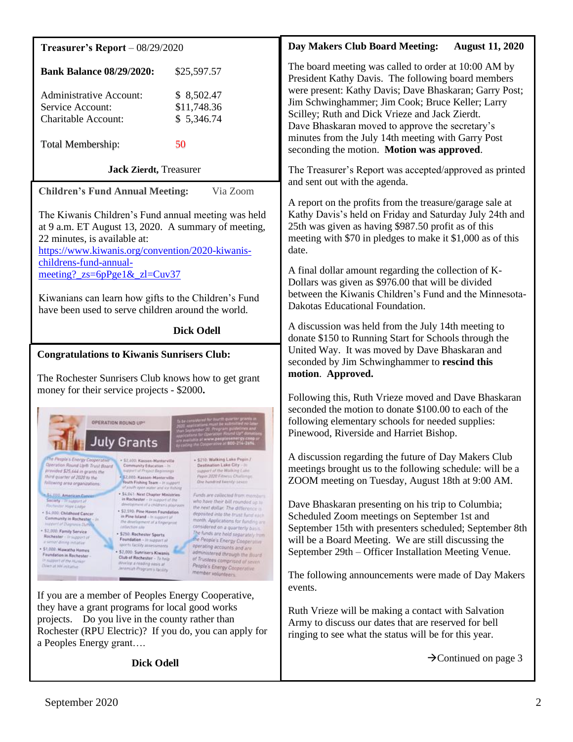**Treasurer's Report** – 08/29/2020

| | |
|---|---|
| **Bank Balance 08/29/2020:** | $25,597.57 |
| Administrative Account: | $ 8,502.47 |
| Service Account: | $11,748.36 |
| Charitable Account: | $ 5,346.74 |
| Total Membership: | 50 |

**Jack Zierdt**, Treasurer

**Children's Fund Annual Meeting:** Via Zoom

The Kiwanis Children's Fund annual meeting was held at 9 a.m. ET August 13, 2020. A summary of meeting, 22 minutes, is available at: https://www.kiwanis.org/convention/2020-kiwanis-childrens-fund-annual-meeting?_zs=6pPge1&_zl=Cuv37

Kiwanians can learn how gifts to the Children's Fund have been used to serve children around the world.

**Dick Odell**

**Congratulations to Kiwanis Sunrisers Club:**

The Rochester Sunrisers Club knows how to get grant money for their service projects - $2000**.**

If you are a member of Peoples Energy Cooperative, they have a grant programs for local good works projects. Do you live in the county rather than Rochester (RPU Electric)? If you do, you can apply for a Peoples Energy grant….

**Dick Odell**

**Day Makers Club Board Meeting: August 11, 2020**

The board meeting was called to order at 10:00 AM by President Kathy Davis. The following board members were present: Kathy Davis; Dave Bhaskaran; Garry Post; Jim Schwinghammer; Jim Cook; Bruce Keller; Larry Scilley; Ruth and Dick Vrieze and Jack Zierdt. Dave Bhaskaran moved to approve the secretary's minutes from the July 14th meeting with Garry Post seconding the motion. **Motion was approved**.

The Treasurer's Report was accepted/approved as printed and sent out with the agenda.

A report on the profits from the treasure/garage sale at Kathy Davis's held on Friday and Saturday July 24th and 25th was given as having $987.50 profit as of this meeting with $70 in pledges to make it $1,000 as of this date.

A final dollar amount regarding the collection of K-Dollars was given as $976.00 that will be divided between the Kiwanis Children's Fund and the Minnesota-Dakotas Educational Foundation.

A discussion was held from the July 14th meeting to donate $150 to Running Start for Schools through the United Way. It was moved by Dave Bhaskaran and seconded by Jim Schwinghammer to **rescind this motion**. **Approved.**

Following this, Ruth Vrieze moved and Dave Bhaskaran seconded the motion to donate $100.00 to each of the following elementary schools for needed supplies: Pinewood, Riverside and Harriet Bishop.

A discussion regarding the future of Day Makers Club meetings brought us to the following schedule: will be a ZOOM meeting on Tuesday, August 18th at 9:00 AM.

Dave Bhaskaran presenting on his trip to Columbia; Scheduled Zoom meetings on September 1st and September 15th with presenters scheduled; September 8th will be a Board Meeting. We are still discussing the September 29th – Officer Installation Meeting Venue.

The following announcements were made of Day Makers events.

Ruth Vrieze will be making a contact with Salvation Army to discuss our dates that are reserved for bell ringing to see what the status will be for this year.

→Continued on page 3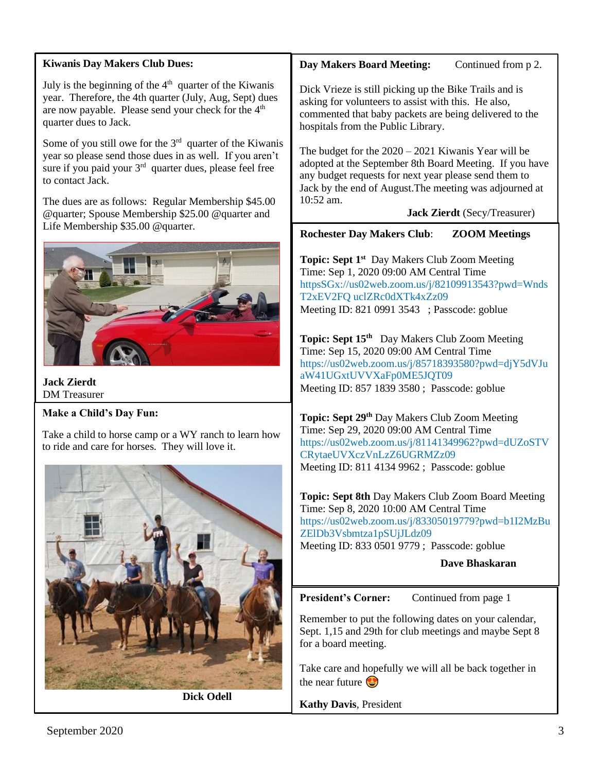## Kiwanis Day Makers Club Dues:

July is the beginning of the 4th quarter of the Kiwanis year. Therefore, the 4th quarter (July, Aug, Sept) dues are now payable. Please send your check for the 4th quarter dues to Jack.

Some of you still owe for the 3rd quarter of the Kiwanis year so please send those dues in as well. If you aren't sure if you paid your 3rd quarter dues, please feel free to contact Jack.

The dues are as follows: Regular Membership $45.00 @quarter; Spouse Membership $25.00 @quarter and Life Membership $35.00 @quarter.

**Jack Zierdt**
DM Treasurer

## Make a Child's Day Fun:

Take a child to horse camp or a WY ranch to learn how to ride and care for horses. They will love it.

**Dick Odell**

## Day Makers Board Meeting: Continued from p 2.

Dick Vrieze is still picking up the Bike Trails and is asking for volunteers to assist with this. He also, commented that baby packets are being delivered to the hospitals from the Public Library.

The budget for the 2020 – 2021 Kiwanis Year will be adopted at the September 8th Board Meeting. If you have any budget requests for next year please send them to Jack by the end of August.The meeting was adjourned at 10:52 am.

**Jack Zierdt** (Secy/Treasurer)

## Rochester Day Makers Club: ZOOM Meetings

**Topic: Sept 1st** Day Makers Club Zoom Meeting
Time: Sep 1, 2020 09:00 AM Central Time
httpsSGx://us02web.zoom.us/j/82109913543?pwd=WndsT2xEV2FQ uclZRc0dXTk4xZz09
Meeting ID: 821 0991 3543 ; Passcode: goblue

**Topic: Sept 15th** Day Makers Club Zoom Meeting
Time: Sep 15, 2020 09:00 AM Central Time
https://us02web.zoom.us/j/85718393580?pwd=djY5dVJuaW41UGxtUVVXaFp0ME5JQT09
Meeting ID: 857 1839 3580 ; Passcode: goblue

**Topic: Sept 29th** Day Makers Club Zoom Meeting
Time: Sep 29, 2020 09:00 AM Central Time
https://us02web.zoom.us/j/81141349962?pwd=dUZoSTVCRytaeUVXczVnLzZ6UGRMZz09
Meeting ID: 811 4134 9962 ; Passcode: goblue

**Topic: Sept 8th** Day Makers Club Zoom Board Meeting
Time: Sep 8, 2020 10:00 AM Central Time
https://us02web.zoom.us/j/83305019779?pwd=b1I2MzBuZElDb3Vsbmtza1pSUjJLdz09
Meeting ID: 833 0501 9779 ; Passcode: goblue

**Dave Bhaskaran**

## President's Corner: Continued from page 1

Remember to put the following dates on your calendar, Sept. 1,15 and 29th for club meetings and maybe Sept 8 for a board meeting.

Take care and hopefully we will all be back together in the near future 😍

**Kathy Davis**, President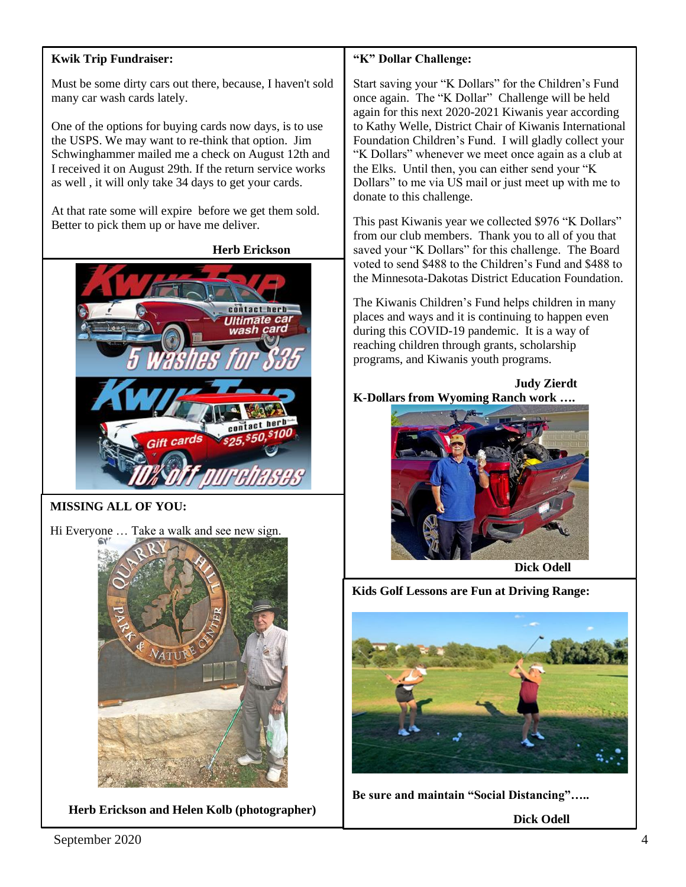**Kwik Trip Fundraiser:**

Must be some dirty cars out there, because, I haven't sold many car wash cards lately.

One of the options for buying cards now days, is to use the USPS. We may want to re-think that option. Jim Schwinghammer mailed me a check on August 12th and I received it on August 29th. If the return service works as well , it will only take 34 days to get your cards.

At that rate some will expire before we get them sold. Better to pick them up or have me deliver.

**Herb Erickson**

**MISSING ALL OF YOU:**

Hi Everyone … Take a walk and see new sign.

**Herb Erickson and Helen Kolb (photographer)**

**"K" Dollar Challenge:**

Start saving your "K Dollars" for the Children's Fund once again. The "K Dollar" Challenge will be held again for this next 2020-2021 Kiwanis year according to Kathy Welle, District Chair of Kiwanis International Foundation Children's Fund. I will gladly collect your "K Dollars" whenever we meet once again as a club at the Elks. Until then, you can either send your "K Dollars" to me via US mail or just meet up with me to donate to this challenge.

This past Kiwanis year we collected $976 "K Dollars" from our club members. Thank you to all of you that saved your "K Dollars" for this challenge. The Board voted to send $488 to the Children's Fund and $488 to the Minnesota-Dakotas District Education Foundation.

The Kiwanis Children's Fund helps children in many places and ways and it is continuing to happen even during this COVID-19 pandemic. It is a way of reaching children through grants, scholarship programs, and Kiwanis youth programs.

**Judy Zierdt**

**K-Dollars from Wyoming Ranch work ….**

**Dick Odell**

**Kids Golf Lessons are Fun at Driving Range:**

**Be sure and maintain "Social Distancing"…..**

**Dick Odell**